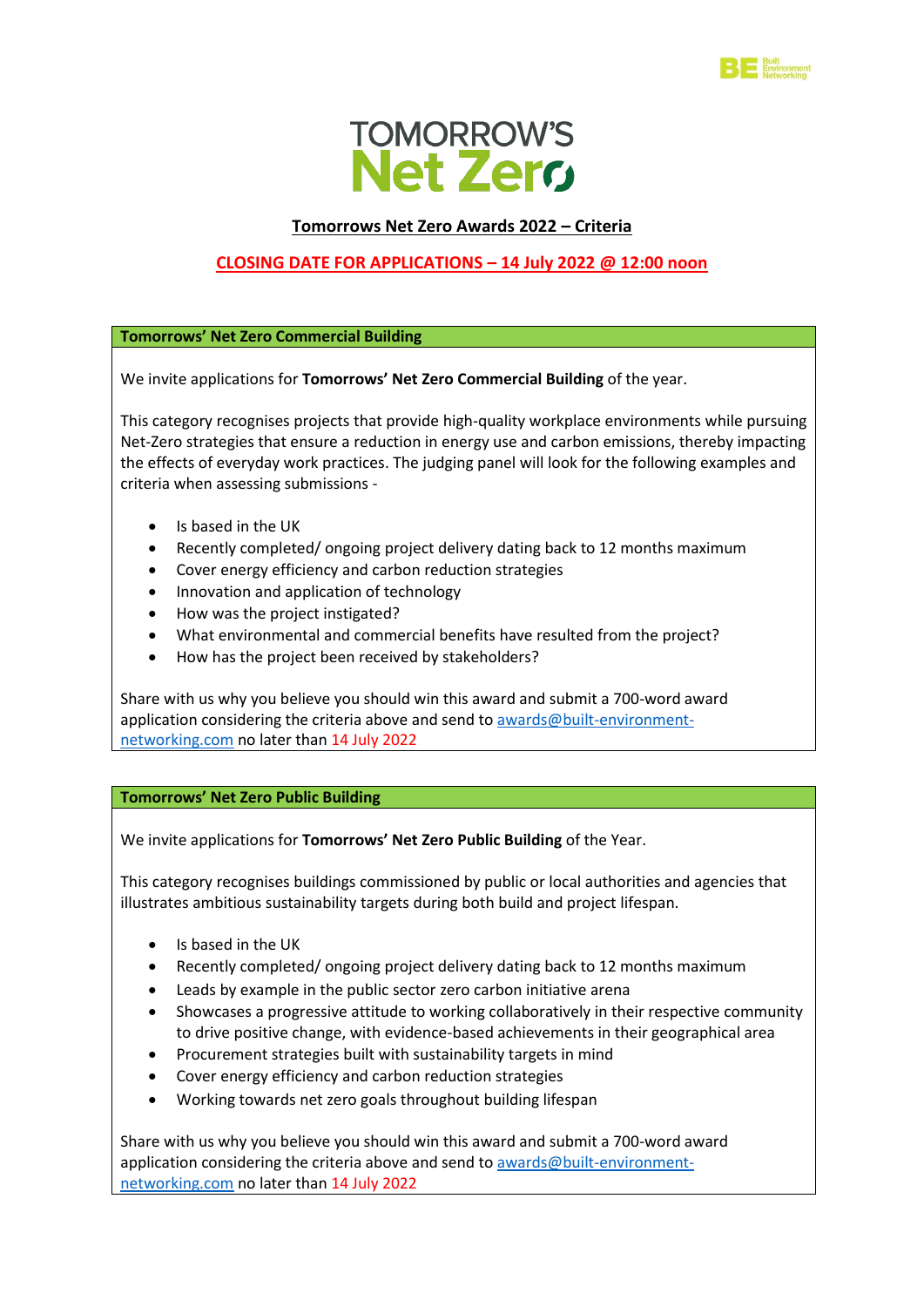# TOMORROW'S Net Zero

## Tomorrows Net Zero Awards 2022 – Criteria

**CLOSING DATE FOR APPLICATIONS – 14 July 2022 @ 12:00 noon**

### Tomorrows' Net Zero Commercial Building

We invite applications for **Tomorrows' Net Zero Commercial Building** of the year.

This category recognises projects that provide high-quality workplace environments while pursuing Net-Zero strategies that ensure a reduction in energy use and carbon emissions, thereby impacting the effects of everyday work practices. The judging panel will look for the following examples and criteria when assessing submissions -

- Is based in the UK
- Recently completed/ ongoing project delivery dating back to 12 months maximum
- Cover energy efficiency and carbon reduction strategies
- Innovation and application of technology
- How was the project instigated?
- What environmental and commercial benefits have resulted from the project?
- How has the project been received by stakeholders?

Share with us why you believe you should win this award and submit a 700-word award application considering the criteria above and send to awards@built-environment-networking.com no later than 14 July 2022

### Tomorrows' Net Zero Public Building

We invite applications for **Tomorrows' Net Zero Public Building** of the Year.

This category recognises buildings commissioned by public or local authorities and agencies that illustrates ambitious sustainability targets during both build and project lifespan.

- Is based in the UK
- Recently completed/ ongoing project delivery dating back to 12 months maximum
- Leads by example in the public sector zero carbon initiative arena
- Showcases a progressive attitude to working collaboratively in their respective community to drive positive change, with evidence-based achievements in their geographical area
- Procurement strategies built with sustainability targets in mind
- Cover energy efficiency and carbon reduction strategies
- Working towards net zero goals throughout building lifespan

Share with us why you believe you should win this award and submit a 700-word award application considering the criteria above and send to awards@built-environment-networking.com no later than 14 July 2022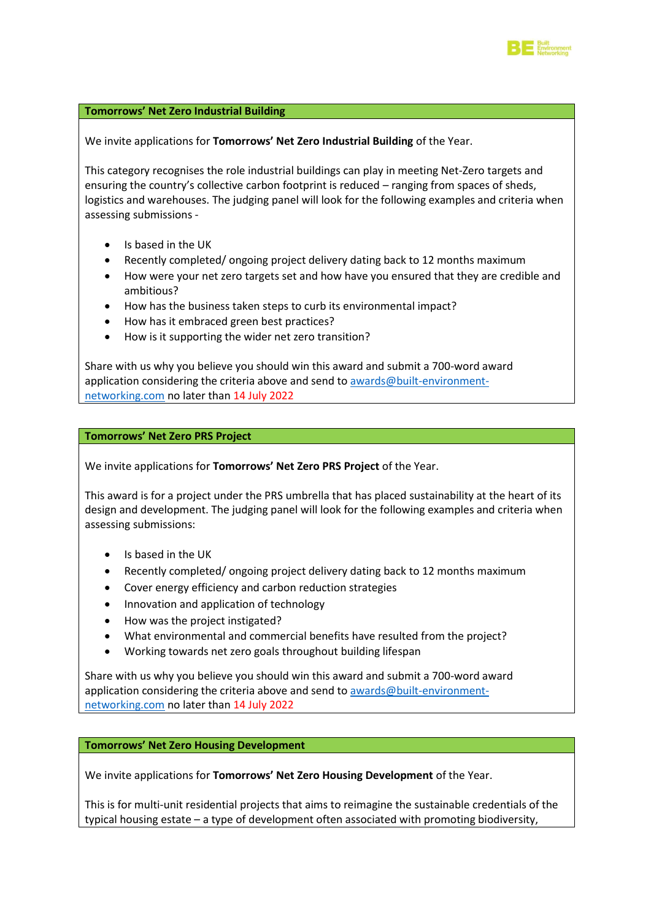## Tomorrows' Net Zero Industrial Building

We invite applications for **Tomorrows' Net Zero Industrial Building** of the Year.

This category recognises the role industrial buildings can play in meeting Net-Zero targets and ensuring the country's collective carbon footprint is reduced – ranging from spaces of sheds, logistics and warehouses. The judging panel will look for the following examples and criteria when assessing submissions -

- Is based in the UK
- Recently completed/ ongoing project delivery dating back to 12 months maximum
- How were your net zero targets set and how have you ensured that they are credible and ambitious?
- How has the business taken steps to curb its environmental impact?
- How has it embraced green best practices?
- How is it supporting the wider net zero transition?

Share with us why you believe you should win this award and submit a 700-word award application considering the criteria above and send to awards@built-environment-networking.com no later than 14 July 2022

## Tomorrows' Net Zero PRS Project

We invite applications for **Tomorrows' Net Zero PRS Project** of the Year.

This award is for a project under the PRS umbrella that has placed sustainability at the heart of its design and development. The judging panel will look for the following examples and criteria when assessing submissions:

- Is based in the UK
- Recently completed/ ongoing project delivery dating back to 12 months maximum
- Cover energy efficiency and carbon reduction strategies
- Innovation and application of technology
- How was the project instigated?
- What environmental and commercial benefits have resulted from the project?
- Working towards net zero goals throughout building lifespan

Share with us why you believe you should win this award and submit a 700-word award application considering the criteria above and send to awards@built-environment-networking.com no later than 14 July 2022

## Tomorrows' Net Zero Housing Development

We invite applications for **Tomorrows' Net Zero Housing Development** of the Year.

This is for multi-unit residential projects that aims to reimagine the sustainable credentials of the typical housing estate – a type of development often associated with promoting biodiversity,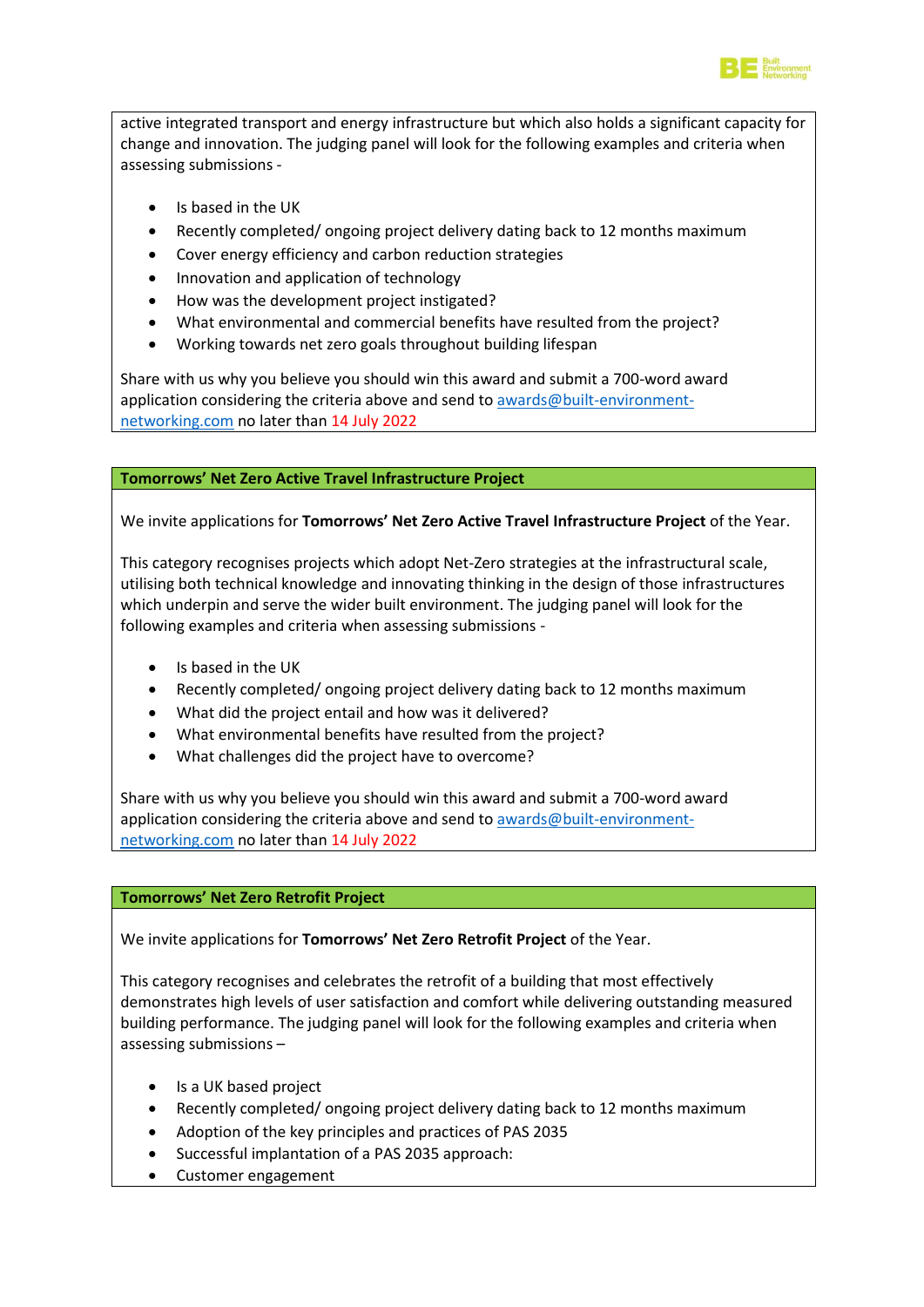active integrated transport and energy infrastructure but which also holds a significant capacity for change and innovation. The judging panel will look for the following examples and criteria when assessing submissions -

- Is based in the UK
- Recently completed/ ongoing project delivery dating back to 12 months maximum
- Cover energy efficiency and carbon reduction strategies
- Innovation and application of technology
- How was the development project instigated?
- What environmental and commercial benefits have resulted from the project?
- Working towards net zero goals throughout building lifespan

Share with us why you believe you should win this award and submit a 700-word award application considering the criteria above and send to [awards@built-environment-networking.com](mailto:awards@built-environment-networking.com) no later than 14 July 2022

## Tomorrows' Net Zero Active Travel Infrastructure Project

We invite applications for **Tomorrows' Net Zero Active Travel Infrastructure Project** of the Year.

This category recognises projects which adopt Net-Zero strategies at the infrastructural scale, utilising both technical knowledge and innovating thinking in the design of those infrastructures which underpin and serve the wider built environment. The judging panel will look for the following examples and criteria when assessing submissions -

- Is based in the UK
- Recently completed/ ongoing project delivery dating back to 12 months maximum
- What did the project entail and how was it delivered?
- What environmental benefits have resulted from the project?
- What challenges did the project have to overcome?

Share with us why you believe you should win this award and submit a 700-word award application considering the criteria above and send to [awards@built-environment-networking.com](mailto:awards@built-environment-networking.com) no later than 14 July 2022

## Tomorrows' Net Zero Retrofit Project

We invite applications for **Tomorrows' Net Zero Retrofit Project** of the Year.

This category recognises and celebrates the retrofit of a building that most effectively demonstrates high levels of user satisfaction and comfort while delivering outstanding measured building performance. The judging panel will look for the following examples and criteria when assessing submissions –

- Is a UK based project
- Recently completed/ ongoing project delivery dating back to 12 months maximum
- Adoption of the key principles and practices of PAS 2035
- Successful implantation of a PAS 2035 approach:
- Customer engagement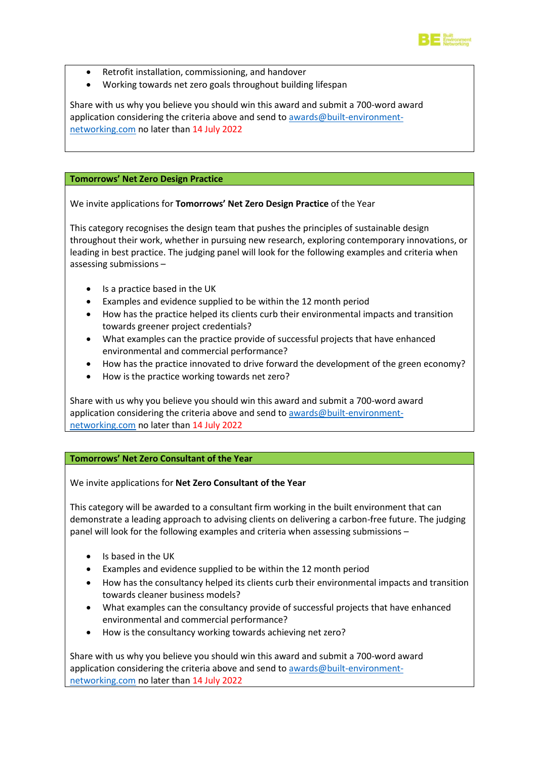- Retrofit installation, commissioning, and handover
- Working towards net zero goals throughout building lifespan

Share with us why you believe you should win this award and submit a 700-word award application considering the criteria above and send to awards@built-environment-networking.com no later than 14 July 2022

## Tomorrows' Net Zero Design Practice

We invite applications for **Tomorrows' Net Zero Design Practice** of the Year

This category recognises the design team that pushes the principles of sustainable design throughout their work, whether in pursuing new research, exploring contemporary innovations, or leading in best practice. The judging panel will look for the following examples and criteria when assessing submissions –

- Is a practice based in the UK
- Examples and evidence supplied to be within the 12 month period
- How has the practice helped its clients curb their environmental impacts and transition towards greener project credentials?
- What examples can the practice provide of successful projects that have enhanced environmental and commercial performance?
- How has the practice innovated to drive forward the development of the green economy?
- How is the practice working towards net zero?

Share with us why you believe you should win this award and submit a 700-word award application considering the criteria above and send to awards@built-environment-networking.com no later than 14 July 2022

## Tomorrows' Net Zero Consultant of the Year

We invite applications for **Net Zero Consultant of the Year**

This category will be awarded to a consultant firm working in the built environment that can demonstrate a leading approach to advising clients on delivering a carbon-free future. The judging panel will look for the following examples and criteria when assessing submissions –

- Is based in the UK
- Examples and evidence supplied to be within the 12 month period
- How has the consultancy helped its clients curb their environmental impacts and transition towards cleaner business models?
- What examples can the consultancy provide of successful projects that have enhanced environmental and commercial performance?
- How is the consultancy working towards achieving net zero?

Share with us why you believe you should win this award and submit a 700-word award application considering the criteria above and send to awards@built-environment-networking.com no later than 14 July 2022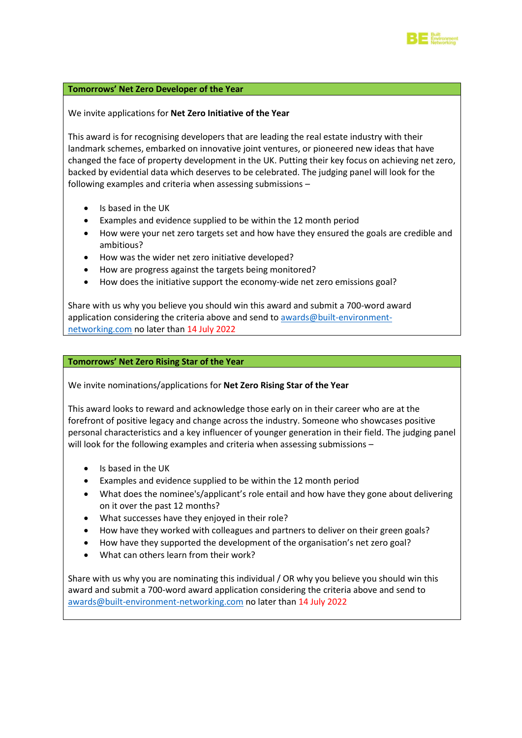## Tomorrows' Net Zero Developer of the Year

We invite applications for **Net Zero Initiative of the Year**

This award is for recognising developers that are leading the real estate industry with their landmark schemes, embarked on innovative joint ventures, or pioneered new ideas that have changed the face of property development in the UK. Putting their key focus on achieving net zero, backed by evidential data which deserves to be celebrated. The judging panel will look for the following examples and criteria when assessing submissions –

- Is based in the UK
- Examples and evidence supplied to be within the 12 month period
- How were your net zero targets set and how have they ensured the goals are credible and ambitious?
- How was the wider net zero initiative developed?
- How are progress against the targets being monitored?
- How does the initiative support the economy-wide net zero emissions goal?

Share with us why you believe you should win this award and submit a 700-word award application considering the criteria above and send to awards@built-environment-networking.com no later than 14 July 2022

## Tomorrows' Net Zero Rising Star of the Year

We invite nominations/applications for **Net Zero Rising Star of the Year**

This award looks to reward and acknowledge those early on in their career who are at the forefront of positive legacy and change across the industry. Someone who showcases positive personal characteristics and a key influencer of younger generation in their field. The judging panel will look for the following examples and criteria when assessing submissions –

- Is based in the UK
- Examples and evidence supplied to be within the 12 month period
- What does the nominee's/applicant's role entail and how have they gone about delivering on it over the past 12 months?
- What successes have they enjoyed in their role?
- How have they worked with colleagues and partners to deliver on their green goals?
- How have they supported the development of the organisation's net zero goal?
- What can others learn from their work?

Share with us why you are nominating this individual / OR why you believe you should win this award and submit a 700-word award application considering the criteria above and send to awards@built-environment-networking.com no later than 14 July 2022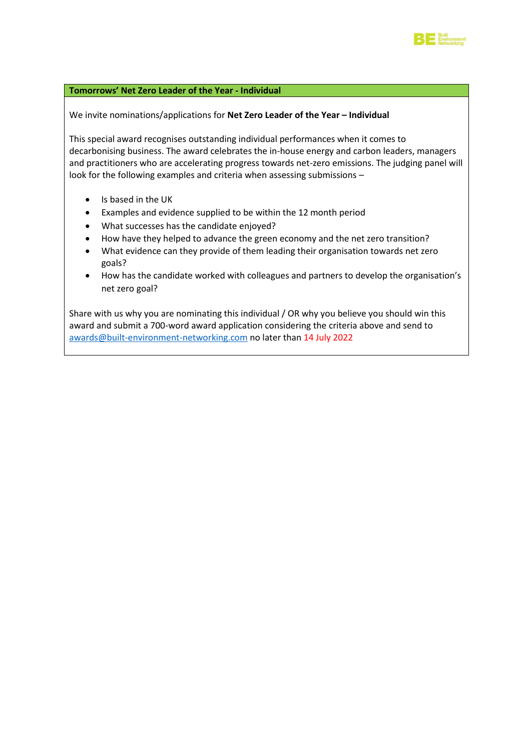## Tomorrows' Net Zero Leader of the Year - Individual

We invite nominations/applications for **Net Zero Leader of the Year – Individual**

This special award recognises outstanding individual performances when it comes to decarbonising business. The award celebrates the in-house energy and carbon leaders, managers and practitioners who are accelerating progress towards net-zero emissions. The judging panel will look for the following examples and criteria when assessing submissions –

- Is based in the UK
- Examples and evidence supplied to be within the 12 month period
- What successes has the candidate enjoyed?
- How have they helped to advance the green economy and the net zero transition?
- What evidence can they provide of them leading their organisation towards net zero goals?
- How has the candidate worked with colleagues and partners to develop the organisation's net zero goal?

Share with us why you are nominating this individual / OR why you believe you should win this award and submit a 700-word award application considering the criteria above and send to awards@built-environment-networking.com no later than 14 July 2022